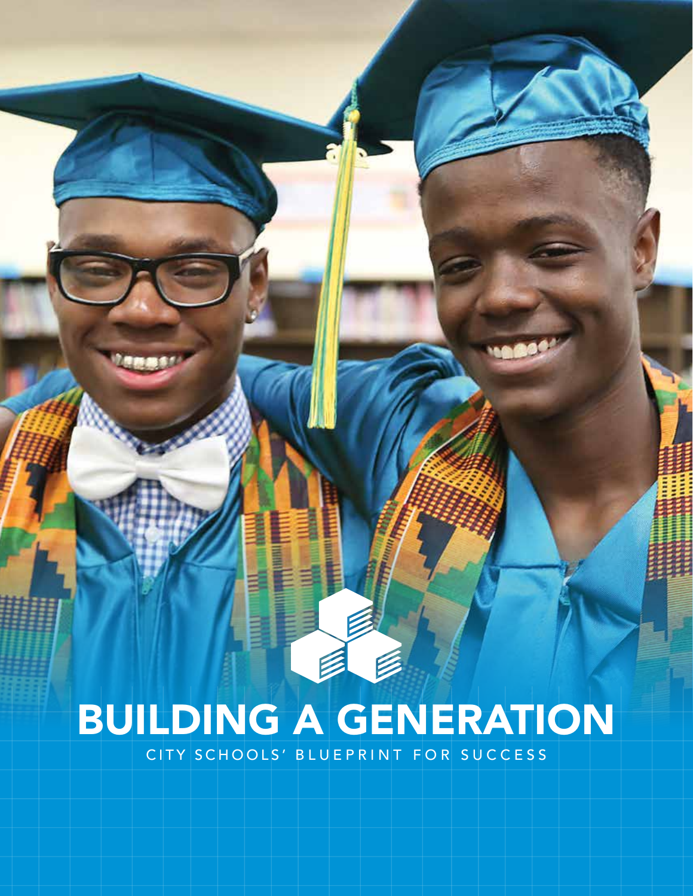# BUILDING A GENERATION

CITY SCHOOLS' BLUEPRINT FOR SUCCESS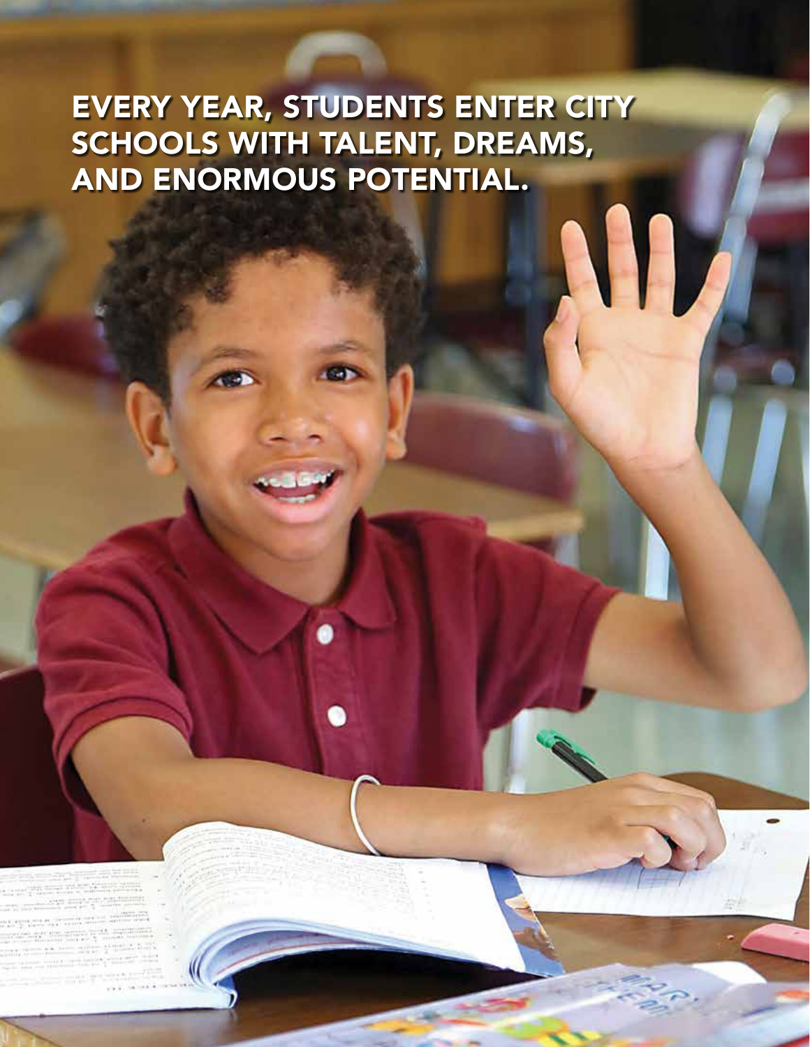# EVERY YEAR, STUDENTS ENTER CITY SCHOOLS WITH TALENT, DREAMS, AND ENORMOUS POTENTIAL.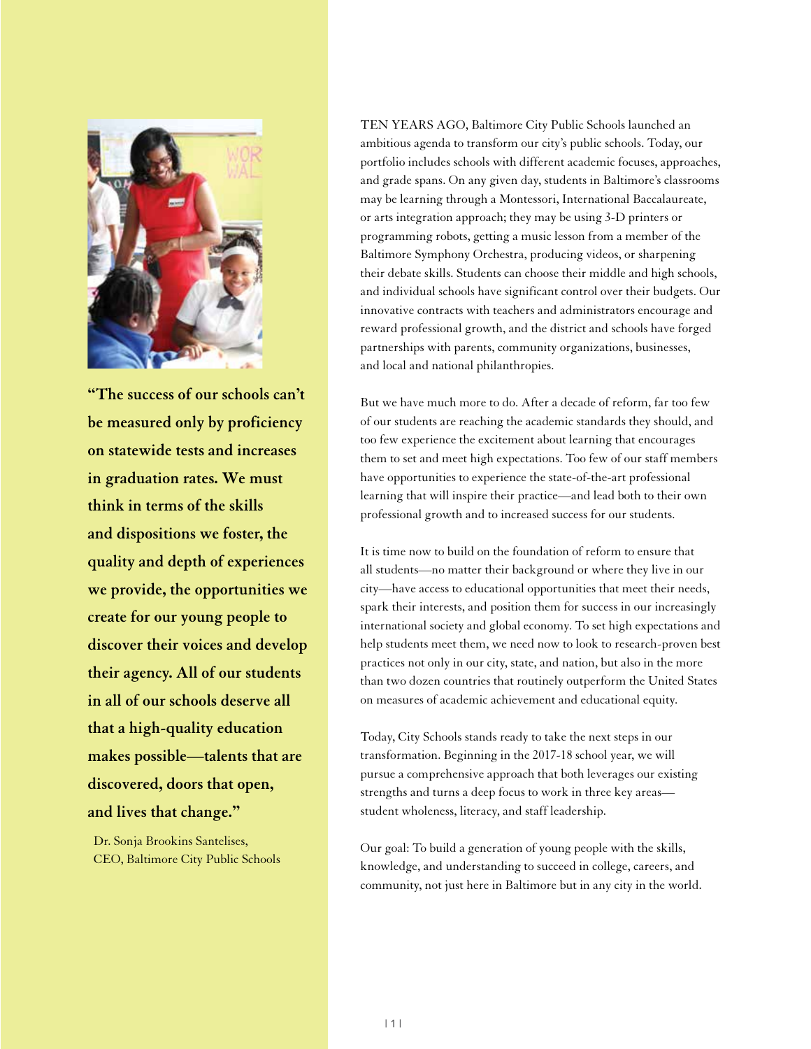**"The success of our schools can't be measured only by proficiency on statewide tests and increases in graduation rates. We must think in terms of the skills and dispositions we foster, the quality and depth of experiences we provide, the opportunities we create for our young people to discover their voices and develop their agency. All of our students in all of our schools deserve all that a high-quality education makes possible—talents that are discovered, doors that open, and lives that change."**

Dr. Sonja Brookins Santelises,
CEO, Baltimore City Public Schools

TEN YEARS AGO, Baltimore City Public Schools launched an ambitious agenda to transform our city's public schools. Today, our portfolio includes schools with different academic focuses, approaches, and grade spans. On any given day, students in Baltimore's classrooms may be learning through a Montessori, International Baccalaureate, or arts integration approach; they may be using 3-D printers or programming robots, getting a music lesson from a member of the Baltimore Symphony Orchestra, producing videos, or sharpening their debate skills. Students can choose their middle and high schools, and individual schools have significant control over their budgets. Our innovative contracts with teachers and administrators encourage and reward professional growth, and the district and schools have forged partnerships with parents, community organizations, businesses, and local and national philanthropies.

But we have much more to do. After a decade of reform, far too few of our students are reaching the academic standards they should, and too few experience the excitement about learning that encourages them to set and meet high expectations. Too few of our staff members have opportunities to experience the state-of-the-art professional learning that will inspire their practice—and lead both to their own professional growth and to increased success for our students.

It is time now to build on the foundation of reform to ensure that all students—no matter their background or where they live in our city—have access to educational opportunities that meet their needs, spark their interests, and position them for success in our increasingly international society and global economy. To set high expectations and help students meet them, we need now to look to research-proven best practices not only in our city, state, and nation, but also in the more than two dozen countries that routinely outperform the United States on measures of academic achievement and educational equity.

Today, City Schools stands ready to take the next steps in our transformation. Beginning in the 2017-18 school year, we will pursue a comprehensive approach that both leverages our existing strengths and turns a deep focus to work in three key areas—student wholeness, literacy, and staff leadership.

Our goal: To build a generation of young people with the skills, knowledge, and understanding to succeed in college, careers, and community, not just here in Baltimore but in any city in the world.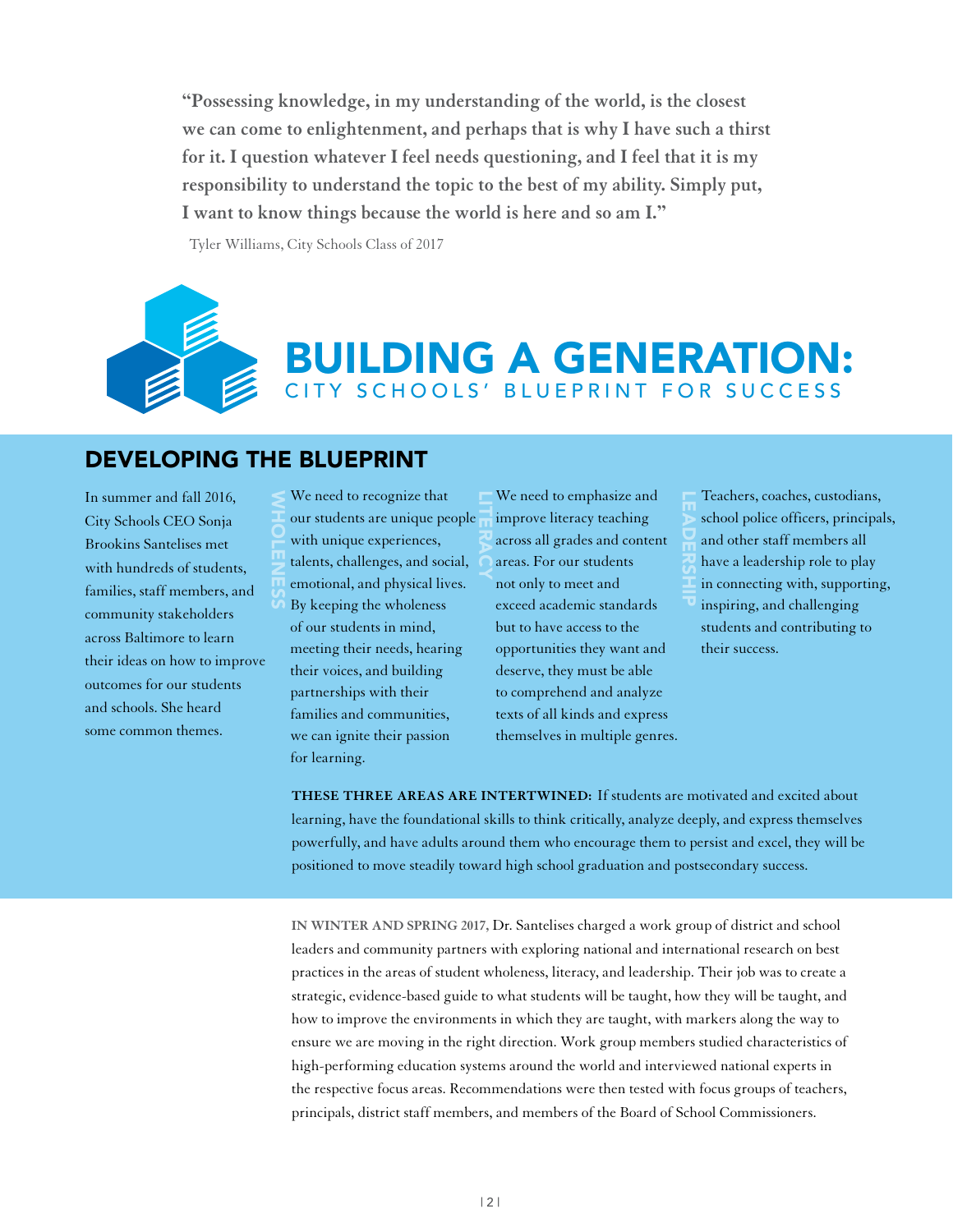**"Possessing knowledge, in my understanding of the world, is the closest we can come to enlightenment, and perhaps that is why I have such a thirst for it. I question whatever I feel needs questioning, and I feel that it is my responsibility to understand the topic to the best of my ability. Simply put, I want to know things because the world is here and so am I."**

Tyler Williams, City Schools Class of 2017

# BUILDING A GENERATION:
## CITY SCHOOLS' BLUEPRINT FOR SUCCESS

## DEVELOPING THE BLUEPRINT

In summer and fall 2016, City Schools CEO Sonja Brookins Santelises met with hundreds of students, families, staff members, and community stakeholders across Baltimore to learn their ideas on how to improve outcomes for our students and schools. She heard some common themes.

**WHOLENESS**

We need to recognize that our students are unique people with unique experiences, talents, challenges, and social, emotional, and physical lives. By keeping the wholeness of our students in mind, meeting their needs, hearing their voices, and building partnerships with their families and communities, we can ignite their passion for learning.

**LITERACY**

We need to emphasize and improve literacy teaching across all grades and content areas. For our students not only to meet and exceed academic standards but to have access to the opportunities they want and deserve, they must be able to comprehend and analyze texts of all kinds and express themselves in multiple genres.

**LEADERSHIP**

Teachers, coaches, custodians, school police officers, principals, and other staff members all have a leadership role to play in connecting with, supporting, inspiring, and challenging students and contributing to their success.

**THESE THREE AREAS ARE INTERTWINED:** If students are motivated and excited about learning, have the foundational skills to think critically, analyze deeply, and express themselves powerfully, and have adults around them who encourage them to persist and excel, they will be positioned to move steadily toward high school graduation and postsecondary success.

IN WINTER AND SPRING 2017, Dr. Santelises charged a work group of district and school leaders and community partners with exploring national and international research on best practices in the areas of student wholeness, literacy, and leadership. Their job was to create a strategic, evidence-based guide to what students will be taught, how they will be taught, and how to improve the environments in which they are taught, with markers along the way to ensure we are moving in the right direction. Work group members studied characteristics of high-performing education systems around the world and interviewed national experts in the respective focus areas. Recommendations were then tested with focus groups of teachers, principals, district staff members, and members of the Board of School Commissioners.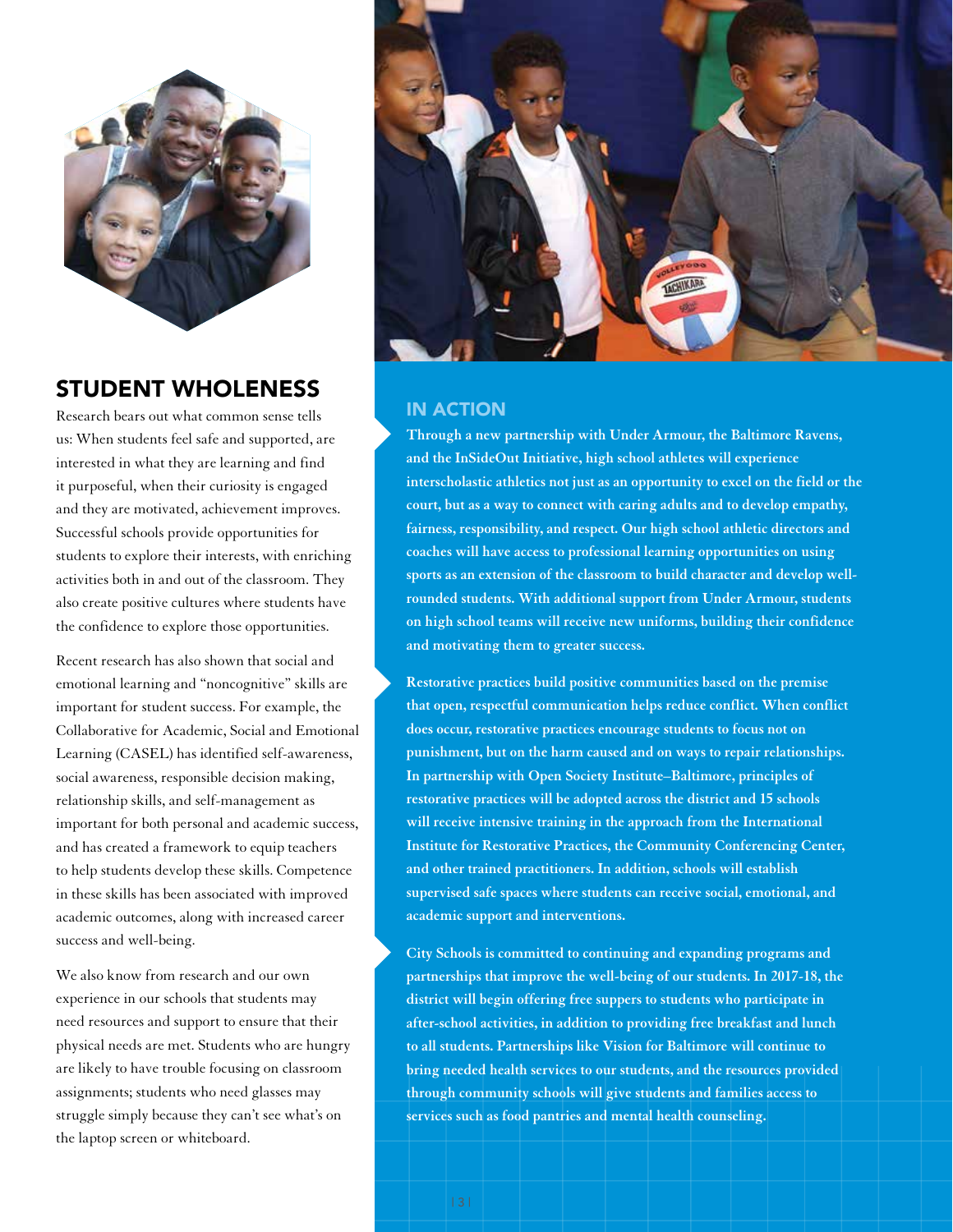## STUDENT WHOLENESS

Research bears out what common sense tells us: When students feel safe and supported, are interested in what they are learning and find it purposeful, when their curiosity is engaged and they are motivated, achievement improves. Successful schools provide opportunities for students to explore their interests, with enriching activities both in and out of the classroom. They also create positive cultures where students have the confidence to explore those opportunities.

Recent research has also shown that social and emotional learning and "noncognitive" skills are important for student success. For example, the Collaborative for Academic, Social and Emotional Learning (CASEL) has identified self-awareness, social awareness, responsible decision making, relationship skills, and self-management as important for both personal and academic success, and has created a framework to equip teachers to help students develop these skills. Competence in these skills has been associated with improved academic outcomes, along with increased career success and well-being.

We also know from research and our own experience in our schools that students may need resources and support to ensure that their physical needs are met. Students who are hungry are likely to have trouble focusing on classroom assignments; students who need glasses may struggle simply because they can't see what's on the laptop screen or whiteboard.

### IN ACTION

**Through a new partnership with Under Armour, the Baltimore Ravens, and the InSideOut Initiative, high school athletes will experience interscholastic athletics not just as an opportunity to excel on the field or the court, but as a way to connect with caring adults and to develop empathy, fairness, responsibility, and respect. Our high school athletic directors and coaches will have access to professional learning opportunities on using sports as an extension of the classroom to build character and develop well-rounded students. With additional support from Under Armour, students on high school teams will receive new uniforms, building their confidence and motivating them to greater success.**

**Restorative practices build positive communities based on the premise that open, respectful communication helps reduce conflict. When conflict does occur, restorative practices encourage students to focus not on punishment, but on the harm caused and on ways to repair relationships. In partnership with Open Society Institute–Baltimore, principles of restorative practices will be adopted across the district and 15 schools will receive intensive training in the approach from the International Institute for Restorative Practices, the Community Conferencing Center, and other trained practitioners. In addition, schools will establish supervised safe spaces where students can receive social, emotional, and academic support and interventions.**

**City Schools is committed to continuing and expanding programs and partnerships that improve the well-being of our students. In 2017-18, the district will begin offering free suppers to students who participate in after-school activities, in addition to providing free breakfast and lunch to all students. Partnerships like Vision for Baltimore will continue to bring needed health services to our students, and the resources provided through community schools will give students and families access to services such as food pantries and mental health counseling.**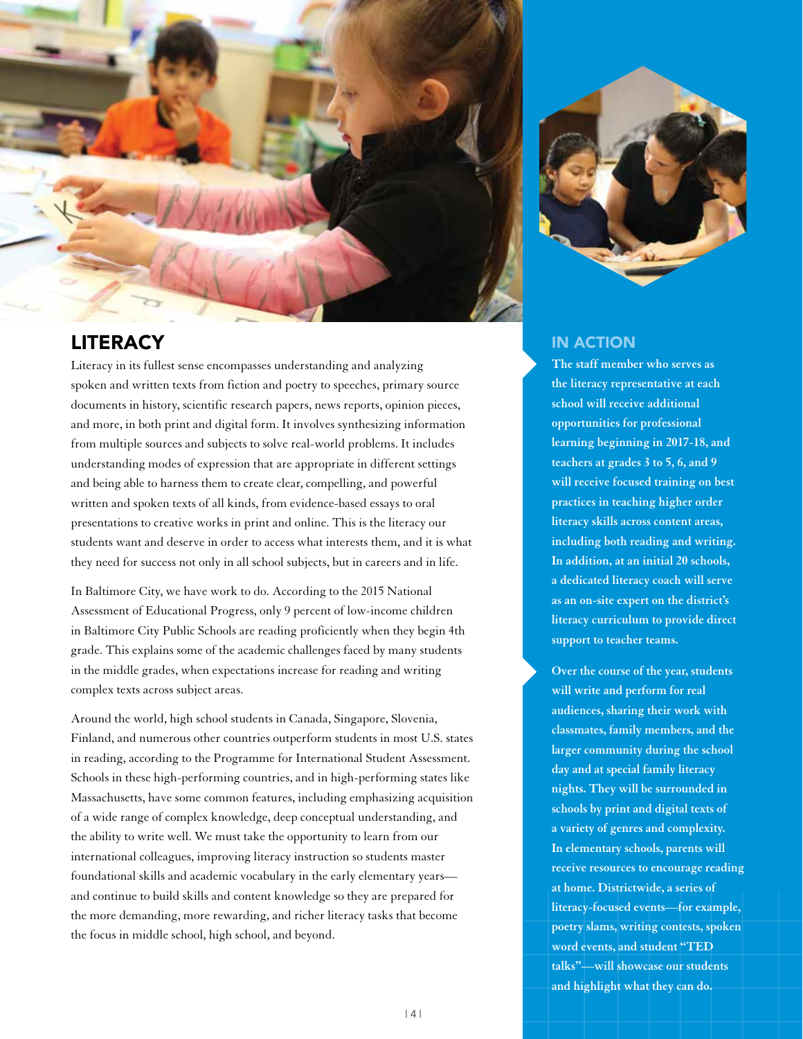## LITERACY

Literacy in its fullest sense encompasses understanding and analyzing spoken and written texts from fiction and poetry to speeches, primary source documents in history, scientific research papers, news reports, opinion pieces, and more, in both print and digital form. It involves synthesizing information from multiple sources and subjects to solve real-world problems. It includes understanding modes of expression that are appropriate in different settings and being able to harness them to create clear, compelling, and powerful written and spoken texts of all kinds, from evidence-based essays to oral presentations to creative works in print and online. This is the literacy our students want and deserve in order to access what interests them, and it is what they need for success not only in all school subjects, but in careers and in life.

In Baltimore City, we have work to do. According to the 2015 National Assessment of Educational Progress, only 9 percent of low-income children in Baltimore City Public Schools are reading proficiently when they begin 4th grade. This explains some of the academic challenges faced by many students in the middle grades, when expectations increase for reading and writing complex texts across subject areas.

Around the world, high school students in Canada, Singapore, Slovenia, Finland, and numerous other countries outperform students in most U.S. states in reading, according to the Programme for International Student Assessment. Schools in these high-performing countries, and in high-performing states like Massachusetts, have some common features, including emphasizing acquisition of a wide range of complex knowledge, deep conceptual understanding, and the ability to write well. We must take the opportunity to learn from our international colleagues, improving literacy instruction so students master foundational skills and academic vocabulary in the early elementary years—and continue to build skills and content knowledge so they are prepared for the more demanding, more rewarding, and richer literacy tasks that become the focus in middle school, high school, and beyond.

## IN ACTION

**The staff member who serves as the literacy representative at each school will receive additional opportunities for professional learning beginning in 2017-18, and teachers at grades 3 to 5, 6, and 9 will receive focused training on best practices in teaching higher order literacy skills across content areas, including both reading and writing. In addition, at an initial 20 schools, a dedicated literacy coach will serve as an on-site expert on the district's literacy curriculum to provide direct support to teacher teams.**

**Over the course of the year, students will write and perform for real audiences, sharing their work with classmates, family members, and the larger community during the school day and at special family literacy nights. They will be surrounded in schools by print and digital texts of a variety of genres and complexity. In elementary schools, parents will receive resources to encourage reading at home. Districtwide, a series of literacy-focused events—for example, poetry slams, writing contests, spoken word events, and student "TED talks"—will showcase our students and highlight what they can do.**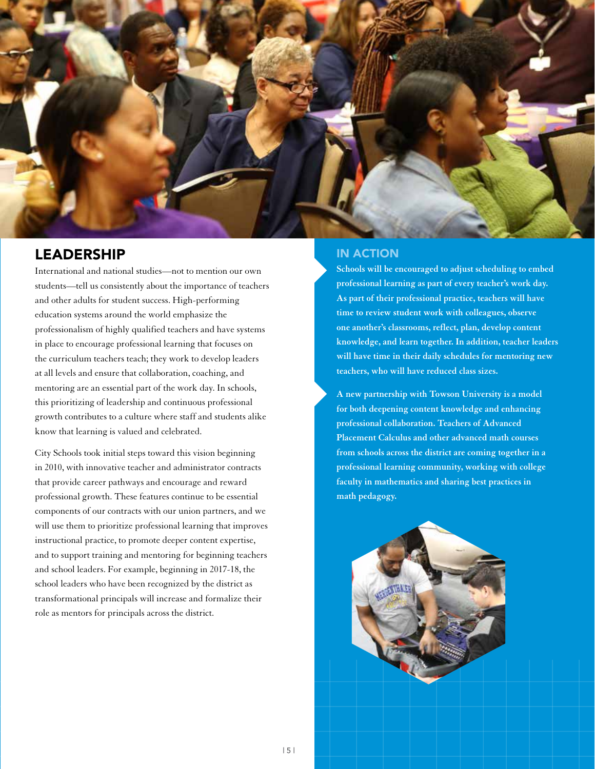## LEADERSHIP

International and national studies—not to mention our own students—tell us consistently about the importance of teachers and other adults for student success. High-performing education systems around the world emphasize the professionalism of highly qualified teachers and have systems in place to encourage professional learning that focuses on the curriculum teachers teach; they work to develop leaders at all levels and ensure that collaboration, coaching, and mentoring are an essential part of the work day. In schools, this prioritizing of leadership and continuous professional growth contributes to a culture where staff and students alike know that learning is valued and celebrated.

City Schools took initial steps toward this vision beginning in 2010, with innovative teacher and administrator contracts that provide career pathways and encourage and reward professional growth. These features continue to be essential components of our contracts with our union partners, and we will use them to prioritize professional learning that improves instructional practice, to promote deeper content expertise, and to support training and mentoring for beginning teachers and school leaders. For example, beginning in 2017-18, the school leaders who have been recognized by the district as transformational principals will increase and formalize their role as mentors for principals across the district.

## IN ACTION

**Schools will be encouraged to adjust scheduling to embed professional learning as part of every teacher's work day. As part of their professional practice, teachers will have time to review student work with colleagues, observe one another's classrooms, reflect, plan, develop content knowledge, and learn together. In addition, teacher leaders will have time in their daily schedules for mentoring new teachers, who will have reduced class sizes.**

**A new partnership with Towson University is a model for both deepening content knowledge and enhancing professional collaboration. Teachers of Advanced Placement Calculus and other advanced math courses from schools across the district are coming together in a professional learning community, working with college faculty in mathematics and sharing best practices in math pedagogy.**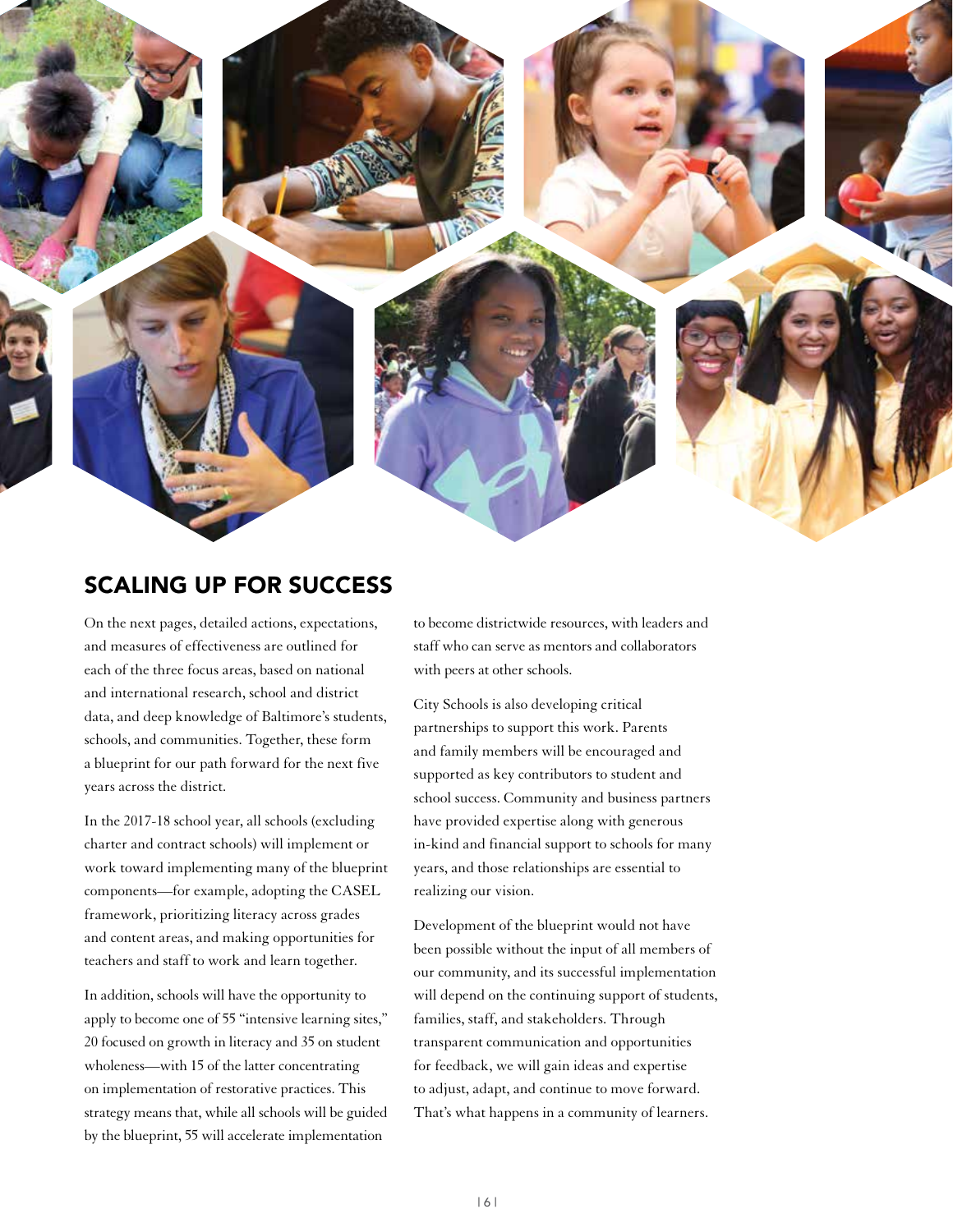## SCALING UP FOR SUCCESS

On the next pages, detailed actions, expectations, and measures of effectiveness are outlined for each of the three focus areas, based on national and international research, school and district data, and deep knowledge of Baltimore's students, schools, and communities. Together, these form a blueprint for our path forward for the next five years across the district.

In the 2017-18 school year, all schools (excluding charter and contract schools) will implement or work toward implementing many of the blueprint components—for example, adopting the CASEL framework, prioritizing literacy across grades and content areas, and making opportunities for teachers and staff to work and learn together.

In addition, schools will have the opportunity to apply to become one of 55 "intensive learning sites," 20 focused on growth in literacy and 35 on student wholeness—with 15 of the latter concentrating on implementation of restorative practices. This strategy means that, while all schools will be guided by the blueprint, 55 will accelerate implementation to become districtwide resources, with leaders and staff who can serve as mentors and collaborators with peers at other schools.

City Schools is also developing critical partnerships to support this work. Parents and family members will be encouraged and supported as key contributors to student and school success. Community and business partners have provided expertise along with generous in-kind and financial support to schools for many years, and those relationships are essential to realizing our vision.

Development of the blueprint would not have been possible without the input of all members of our community, and its successful implementation will depend on the continuing support of students, families, staff, and stakeholders. Through transparent communication and opportunities for feedback, we will gain ideas and expertise to adjust, adapt, and continue to move forward. That's what happens in a community of learners.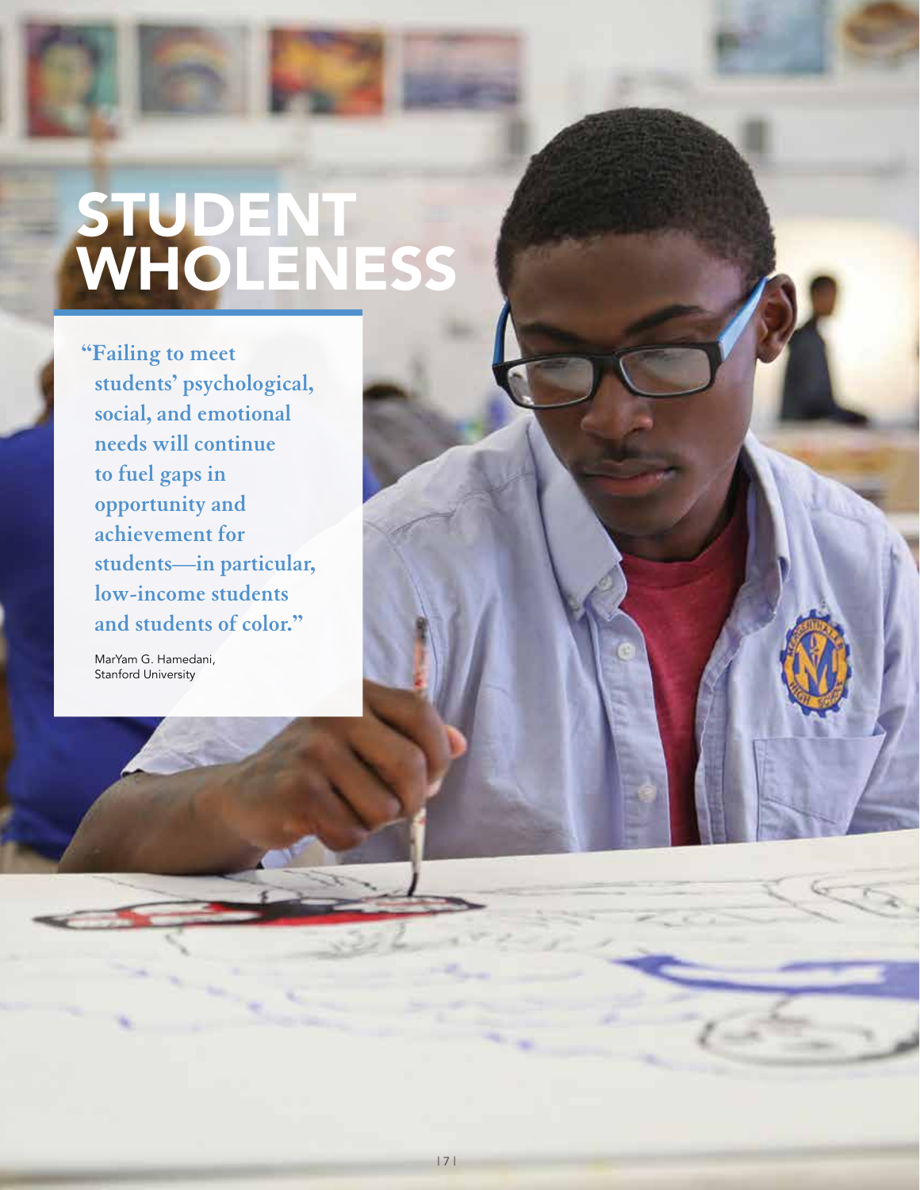# STUDENT WHOLENESS

> **"Failing to meet students' psychological, social, and emotional needs will continue to fuel gaps in opportunity and achievement for students—in particular, low-income students and students of color."**
>
> MarYam G. Hamedani,
> Stanford University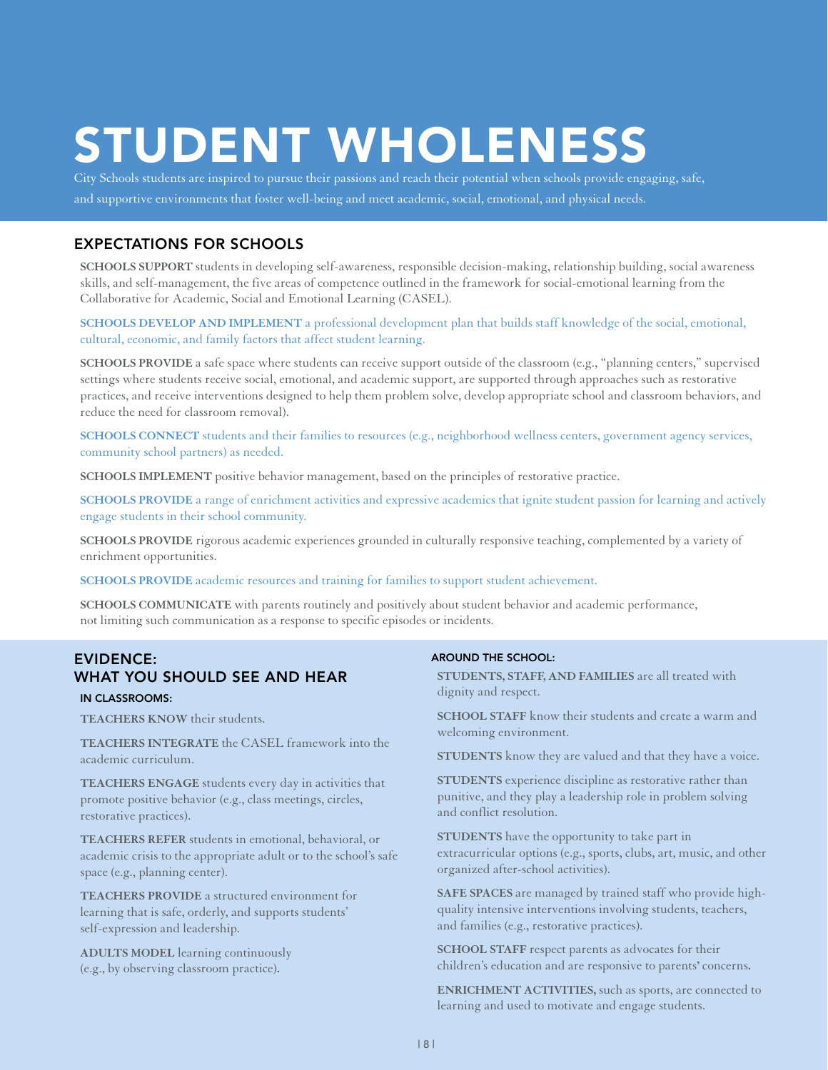# STUDENT WHOLENESS

City Schools students are inspired to pursue their passions and reach their potential when schools provide engaging, safe, and supportive environments that foster well-being and meet academic, social, emotional, and physical needs.

## EXPECTATIONS FOR SCHOOLS

**SCHOOLS SUPPORT** students in developing self-awareness, responsible decision-making, relationship building, social awareness skills, and self-management, the five areas of competence outlined in the framework for social-emotional learning from the Collaborative for Academic, Social and Emotional Learning (CASEL).

**SCHOOLS DEVELOP AND IMPLEMENT** a professional development plan that builds staff knowledge of the social, emotional, cultural, economic, and family factors that affect student learning.

**SCHOOLS PROVIDE** a safe space where students can receive support outside of the classroom (e.g., "planning centers," supervised settings where students receive social, emotional, and academic support, are supported through approaches such as restorative practices, and receive interventions designed to help them problem solve, develop appropriate school and classroom behaviors, and reduce the need for classroom removal).

**SCHOOLS CONNECT** students and their families to resources (e.g., neighborhood wellness centers, government agency services, community school partners) as needed.

**SCHOOLS IMPLEMENT** positive behavior management, based on the principles of restorative practice.

**SCHOOLS PROVIDE** a range of enrichment activities and expressive academics that ignite student passion for learning and actively engage students in their school community.

**SCHOOLS PROVIDE** rigorous academic experiences grounded in culturally responsive teaching, complemented by a variety of enrichment opportunities.

**SCHOOLS PROVIDE** academic resources and training for families to support student achievement.

**SCHOOLS COMMUNICATE** with parents routinely and positively about student behavior and academic performance, not limiting such communication as a response to specific episodes or incidents.

## EVIDENCE: WHAT YOU SHOULD SEE AND HEAR

### IN CLASSROOMS:

**TEACHERS KNOW** their students.

**TEACHERS INTEGRATE** the CASEL framework into the academic curriculum.

**TEACHERS ENGAGE** students every day in activities that promote positive behavior (e.g., class meetings, circles, restorative practices).

**TEACHERS REFER** students in emotional, behavioral, or academic crisis to the appropriate adult or to the school's safe space (e.g., planning center).

**TEACHERS PROVIDE** a structured environment for learning that is safe, orderly, and supports students' self-expression and leadership.

**ADULTS MODEL** learning continuously (e.g., by observing classroom practice).

### AROUND THE SCHOOL:

**STUDENTS, STAFF, AND FAMILIES** are all treated with dignity and respect.

**SCHOOL STAFF** know their students and create a warm and welcoming environment.

**STUDENTS** know they are valued and that they have a voice.

**STUDENTS** experience discipline as restorative rather than punitive, and they play a leadership role in problem solving and conflict resolution.

**STUDENTS** have the opportunity to take part in extracurricular options (e.g., sports, clubs, art, music, and other organized after-school activities).

**SAFE SPACES** are managed by trained staff who provide high-quality intensive interventions involving students, teachers, and families (e.g., restorative practices).

**SCHOOL STAFF** respect parents as advocates for their children's education and are responsive to parents' concerns.

**ENRICHMENT ACTIVITIES,** such as sports, are connected to learning and used to motivate and engage students.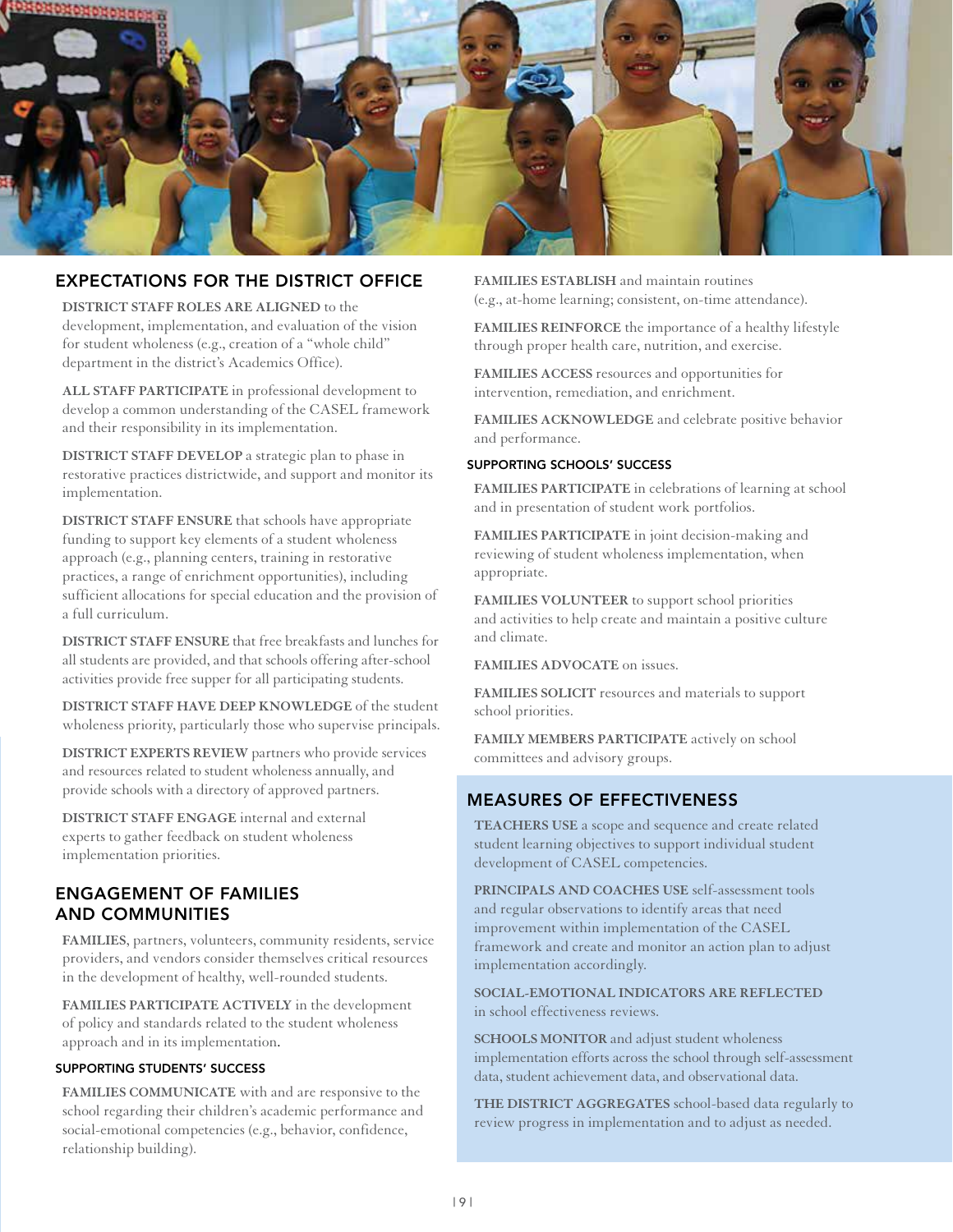## EXPECTATIONS FOR THE DISTRICT OFFICE

**DISTRICT STAFF ROLES ARE ALIGNED** to the development, implementation, and evaluation of the vision for student wholeness (e.g., creation of a "whole child" department in the district's Academics Office).

**ALL STAFF PARTICIPATE** in professional development to develop a common understanding of the CASEL framework and their responsibility in its implementation.

**DISTRICT STAFF DEVELOP** a strategic plan to phase in restorative practices districtwide, and support and monitor its implementation.

**DISTRICT STAFF ENSURE** that schools have appropriate funding to support key elements of a student wholeness approach (e.g., planning centers, training in restorative practices, a range of enrichment opportunities), including sufficient allocations for special education and the provision of a full curriculum.

**DISTRICT STAFF ENSURE** that free breakfasts and lunches for all students are provided, and that schools offering after-school activities provide free supper for all participating students.

**DISTRICT STAFF HAVE DEEP KNOWLEDGE** of the student wholeness priority, particularly those who supervise principals.

**DISTRICT EXPERTS REVIEW** partners who provide services and resources related to student wholeness annually, and provide schools with a directory of approved partners.

**DISTRICT STAFF ENGAGE** internal and external experts to gather feedback on student wholeness implementation priorities.

## ENGAGEMENT OF FAMILIES AND COMMUNITIES

**FAMILIES**, partners, volunteers, community residents, service providers, and vendors consider themselves critical resources in the development of healthy, well-rounded students.

**FAMILIES PARTICIPATE ACTIVELY** in the development of policy and standards related to the student wholeness approach and in its implementation.

### SUPPORTING STUDENTS' SUCCESS

**FAMILIES COMMUNICATE** with and are responsive to the school regarding their children's academic performance and social-emotional competencies (e.g., behavior, confidence, relationship building).

**FAMILIES ESTABLISH** and maintain routines (e.g., at-home learning; consistent, on-time attendance).

**FAMILIES REINFORCE** the importance of a healthy lifestyle through proper health care, nutrition, and exercise.

**FAMILIES ACCESS** resources and opportunities for intervention, remediation, and enrichment.

**FAMILIES ACKNOWLEDGE** and celebrate positive behavior and performance.

### SUPPORTING SCHOOLS' SUCCESS

**FAMILIES PARTICIPATE** in celebrations of learning at school and in presentation of student work portfolios.

**FAMILIES PARTICIPATE** in joint decision-making and reviewing of student wholeness implementation, when appropriate.

**FAMILIES VOLUNTEER** to support school priorities and activities to help create and maintain a positive culture and climate.

**FAMILIES ADVOCATE** on issues.

**FAMILIES SOLICIT** resources and materials to support school priorities.

**FAMILY MEMBERS PARTICIPATE** actively on school committees and advisory groups.

## MEASURES OF EFFECTIVENESS

**TEACHERS USE** a scope and sequence and create related student learning objectives to support individual student development of CASEL competencies.

**PRINCIPALS AND COACHES USE** self-assessment tools and regular observations to identify areas that need improvement within implementation of the CASEL framework and create and monitor an action plan to adjust implementation accordingly.

**SOCIAL-EMOTIONAL INDICATORS ARE REFLECTED** in school effectiveness reviews.

**SCHOOLS MONITOR** and adjust student wholeness implementation efforts across the school through self-assessment data, student achievement data, and observational data.

**THE DISTRICT AGGREGATES** school-based data regularly to review progress in implementation and to adjust as needed.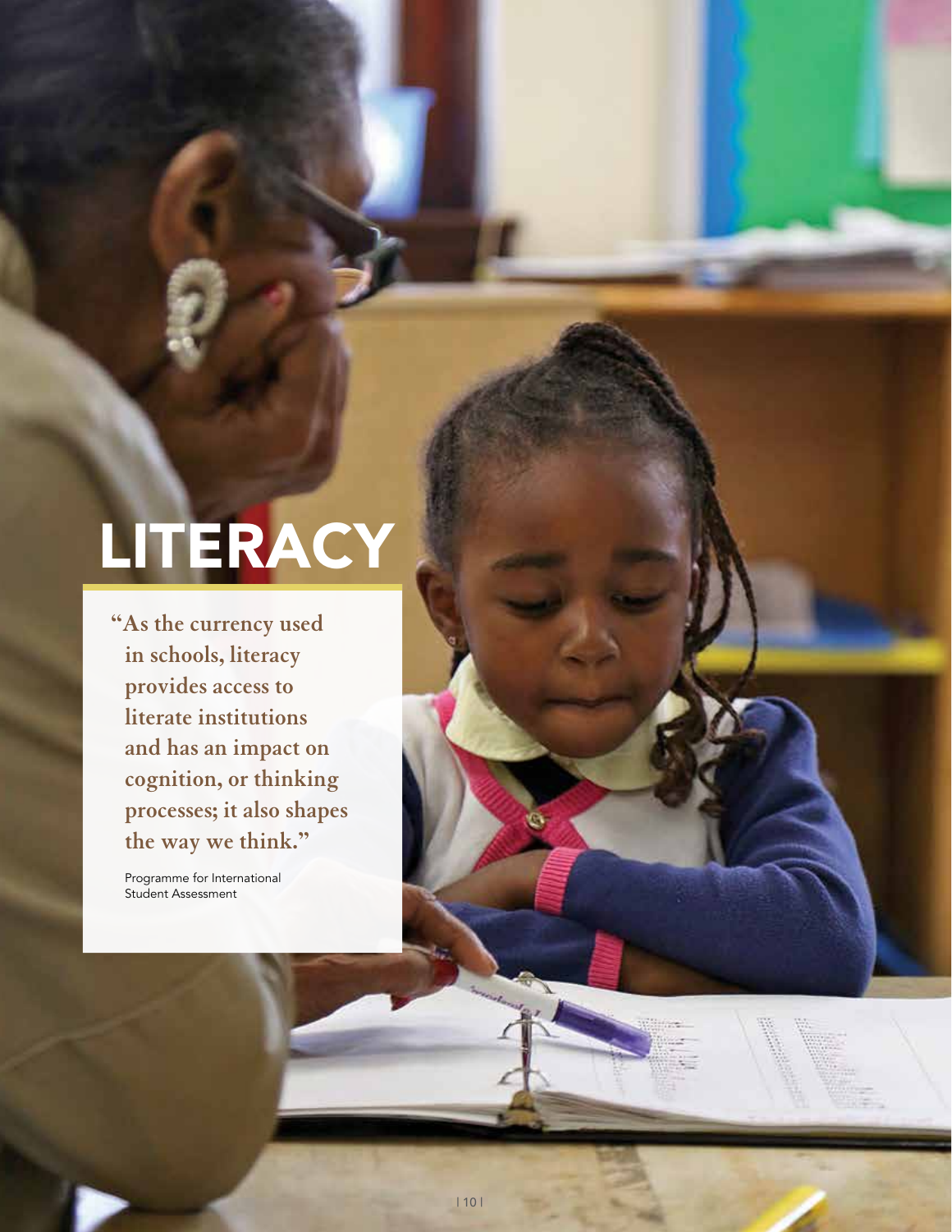# LITERACY

**"As the currency used in schools, literacy provides access to literate institutions and has an impact on cognition, or thinking processes; it also shapes the way we think."**

Programme for International Student Assessment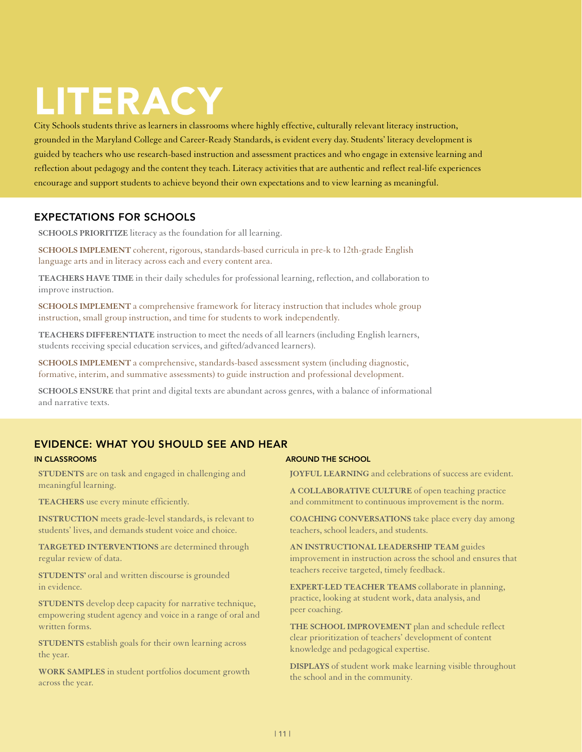# LITERACY

City Schools students thrive as learners in classrooms where highly effective, culturally relevant literacy instruction, grounded in the Maryland College and Career-Ready Standards, is evident every day. Students' literacy development is guided by teachers who use research-based instruction and assessment practices and who engage in extensive learning and reflection about pedagogy and the content they teach. Literacy activities that are authentic and reflect real-life experiences encourage and support students to achieve beyond their own expectations and to view learning as meaningful.

## EXPECTATIONS FOR SCHOOLS

**SCHOOLS PRIORITIZE** literacy as the foundation for all learning.

**SCHOOLS IMPLEMENT** coherent, rigorous, standards-based curricula in pre-k to 12th-grade English language arts and in literacy across each and every content area.

**TEACHERS HAVE TIME** in their daily schedules for professional learning, reflection, and collaboration to improve instruction.

**SCHOOLS IMPLEMENT** a comprehensive framework for literacy instruction that includes whole group instruction, small group instruction, and time for students to work independently.

**TEACHERS DIFFERENTIATE** instruction to meet the needs of all learners (including English learners, students receiving special education services, and gifted/advanced learners).

**SCHOOLS IMPLEMENT** a comprehensive, standards-based assessment system (including diagnostic, formative, interim, and summative assessments) to guide instruction and professional development.

**SCHOOLS ENSURE** that print and digital texts are abundant across genres, with a balance of informational and narrative texts.

## EVIDENCE: WHAT YOU SHOULD SEE AND HEAR

### IN CLASSROOMS

**STUDENTS** are on task and engaged in challenging and meaningful learning.

**TEACHERS** use every minute efficiently.

**INSTRUCTION** meets grade-level standards, is relevant to students' lives, and demands student voice and choice.

**TARGETED INTERVENTIONS** are determined through regular review of data.

**STUDENTS'** oral and written discourse is grounded in evidence.

**STUDENTS** develop deep capacity for narrative technique, empowering student agency and voice in a range of oral and written forms.

**STUDENTS** establish goals for their own learning across the year.

**WORK SAMPLES** in student portfolios document growth across the year.

### AROUND THE SCHOOL

**JOYFUL LEARNING** and celebrations of success are evident.

**A COLLABORATIVE CULTURE** of open teaching practice and commitment to continuous improvement is the norm.

**COACHING CONVERSATIONS** take place every day among teachers, school leaders, and students.

**AN INSTRUCTIONAL LEADERSHIP TEAM** guides improvement in instruction across the school and ensures that teachers receive targeted, timely feedback.

**EXPERT-LED TEACHER TEAMS** collaborate in planning, practice, looking at student work, data analysis, and peer coaching.

**THE SCHOOL IMPROVEMENT** plan and schedule reflect clear prioritization of teachers' development of content knowledge and pedagogical expertise.

**DISPLAYS** of student work make learning visible throughout the school and in the community.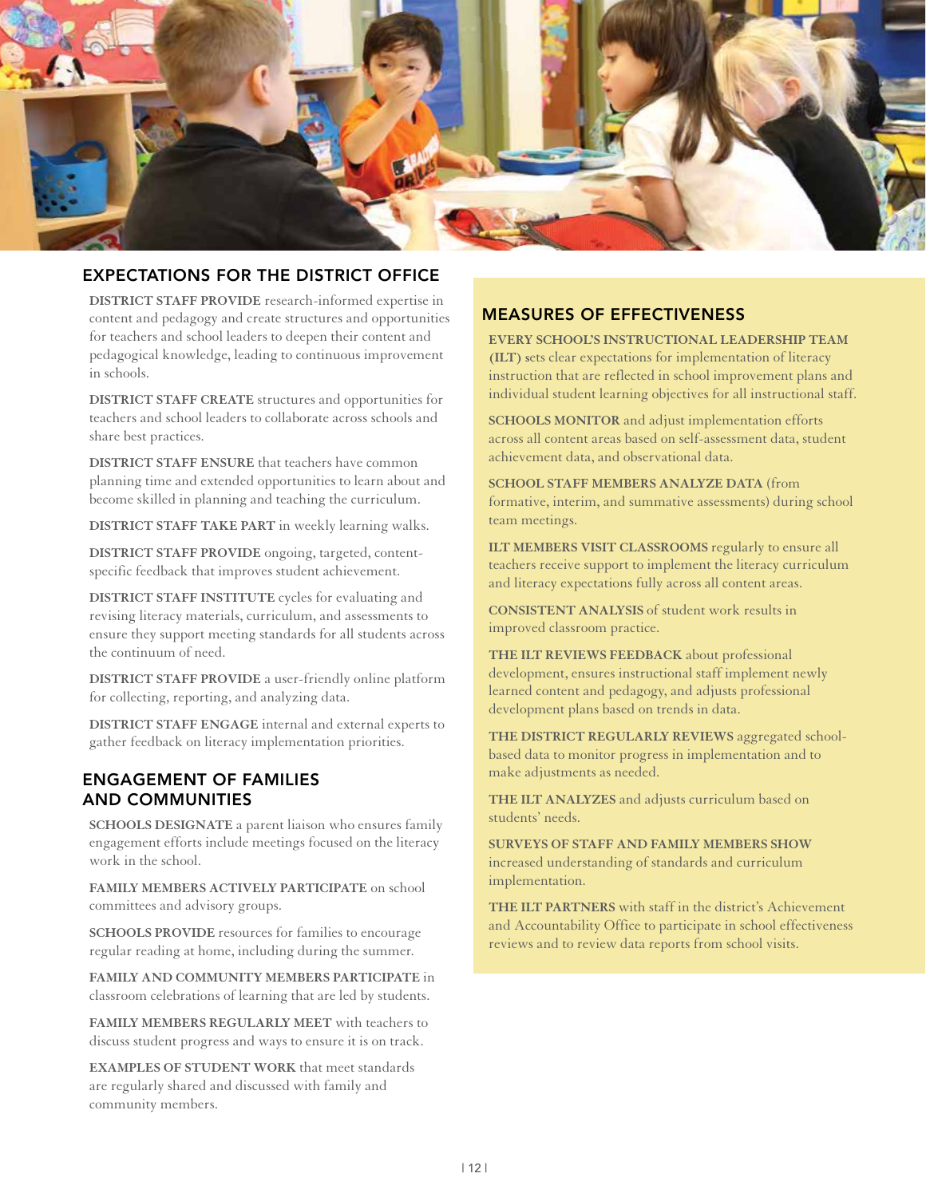## EXPECTATIONS FOR THE DISTRICT OFFICE

**DISTRICT STAFF PROVIDE** research-informed expertise in content and pedagogy and create structures and opportunities for teachers and school leaders to deepen their content and pedagogical knowledge, leading to continuous improvement in schools.

**DISTRICT STAFF CREATE** structures and opportunities for teachers and school leaders to collaborate across schools and share best practices.

**DISTRICT STAFF ENSURE** that teachers have common planning time and extended opportunities to learn about and become skilled in planning and teaching the curriculum.

**DISTRICT STAFF TAKE PART** in weekly learning walks.

**DISTRICT STAFF PROVIDE** ongoing, targeted, content-specific feedback that improves student achievement.

**DISTRICT STAFF INSTITUTE** cycles for evaluating and revising literacy materials, curriculum, and assessments to ensure they support meeting standards for all students across the continuum of need.

**DISTRICT STAFF PROVIDE** a user-friendly online platform for collecting, reporting, and analyzing data.

**DISTRICT STAFF ENGAGE** internal and external experts to gather feedback on literacy implementation priorities.

## ENGAGEMENT OF FAMILIES AND COMMUNITIES

**SCHOOLS DESIGNATE** a parent liaison who ensures family engagement efforts include meetings focused on the literacy work in the school.

**FAMILY MEMBERS ACTIVELY PARTICIPATE** on school committees and advisory groups.

**SCHOOLS PROVIDE** resources for families to encourage regular reading at home, including during the summer.

**FAMILY AND COMMUNITY MEMBERS PARTICIPATE** in classroom celebrations of learning that are led by students.

**FAMILY MEMBERS REGULARLY MEET** with teachers to discuss student progress and ways to ensure it is on track.

**EXAMPLES OF STUDENT WORK** that meet standards are regularly shared and discussed with family and community members.

## MEASURES OF EFFECTIVENESS

**EVERY SCHOOL'S INSTRUCTIONAL LEADERSHIP TEAM (ILT)** sets clear expectations for implementation of literacy instruction that are reflected in school improvement plans and individual student learning objectives for all instructional staff.

**SCHOOLS MONITOR** and adjust implementation efforts across all content areas based on self-assessment data, student achievement data, and observational data.

**SCHOOL STAFF MEMBERS ANALYZE DATA** (from formative, interim, and summative assessments) during school team meetings.

**ILT MEMBERS VISIT CLASSROOMS** regularly to ensure all teachers receive support to implement the literacy curriculum and literacy expectations fully across all content areas.

**CONSISTENT ANALYSIS** of student work results in improved classroom practice.

**THE ILT REVIEWS FEEDBACK** about professional development, ensures instructional staff implement newly learned content and pedagogy, and adjusts professional development plans based on trends in data.

**THE DISTRICT REGULARLY REVIEWS** aggregated school-based data to monitor progress in implementation and to make adjustments as needed.

**THE ILT ANALYZES** and adjusts curriculum based on students' needs.

**SURVEYS OF STAFF AND FAMILY MEMBERS SHOW** increased understanding of standards and curriculum implementation.

**THE ILT PARTNERS** with staff in the district's Achievement and Accountability Office to participate in school effectiveness reviews and to review data reports from school visits.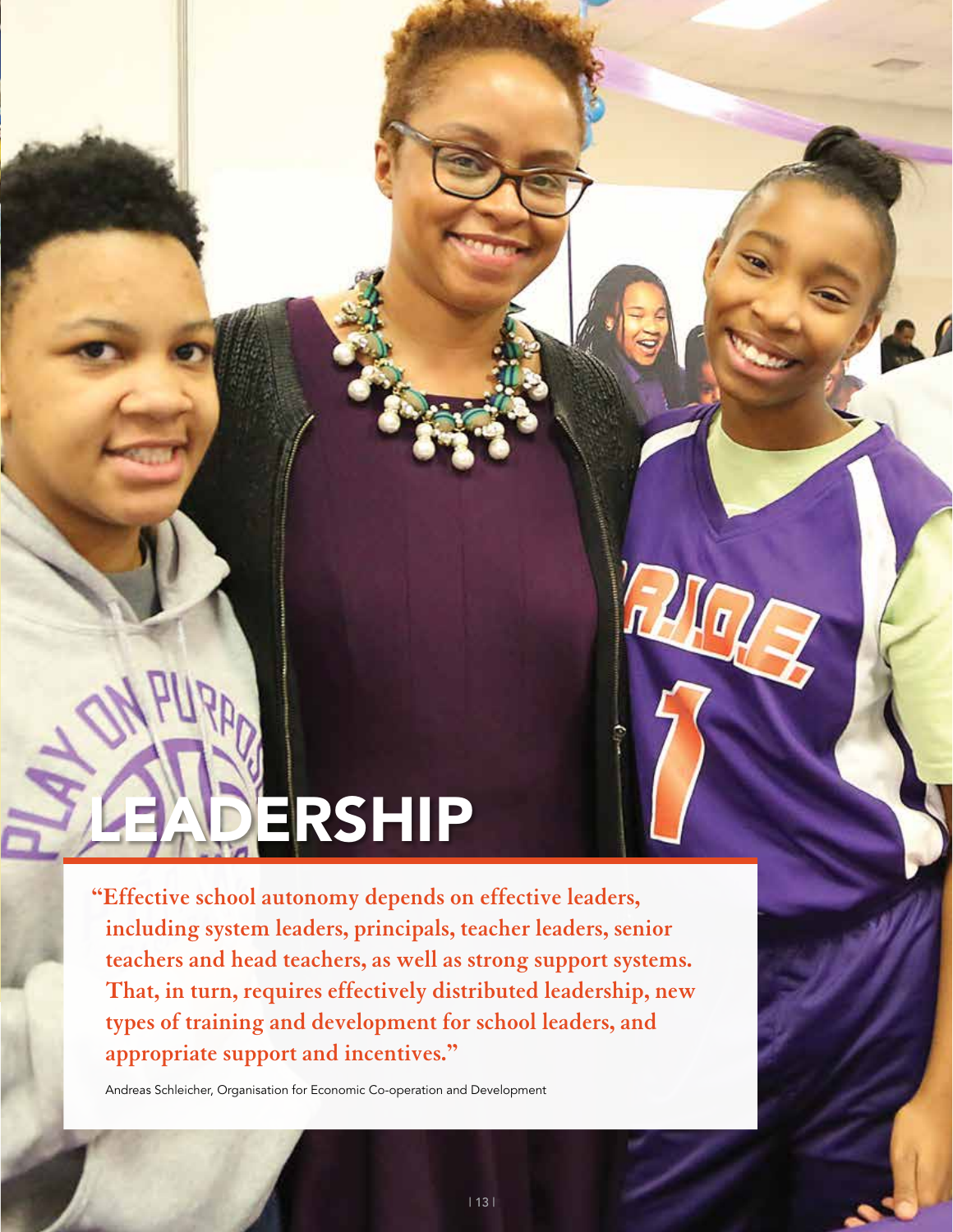# LEADERSHIP

**"Effective school autonomy depends on effective leaders, including system leaders, principals, teacher leaders, senior teachers and head teachers, as well as strong support systems. That, in turn, requires effectively distributed leadership, new types of training and development for school leaders, and appropriate support and incentives."**

Andreas Schleicher, Organisation for Economic Co-operation and Development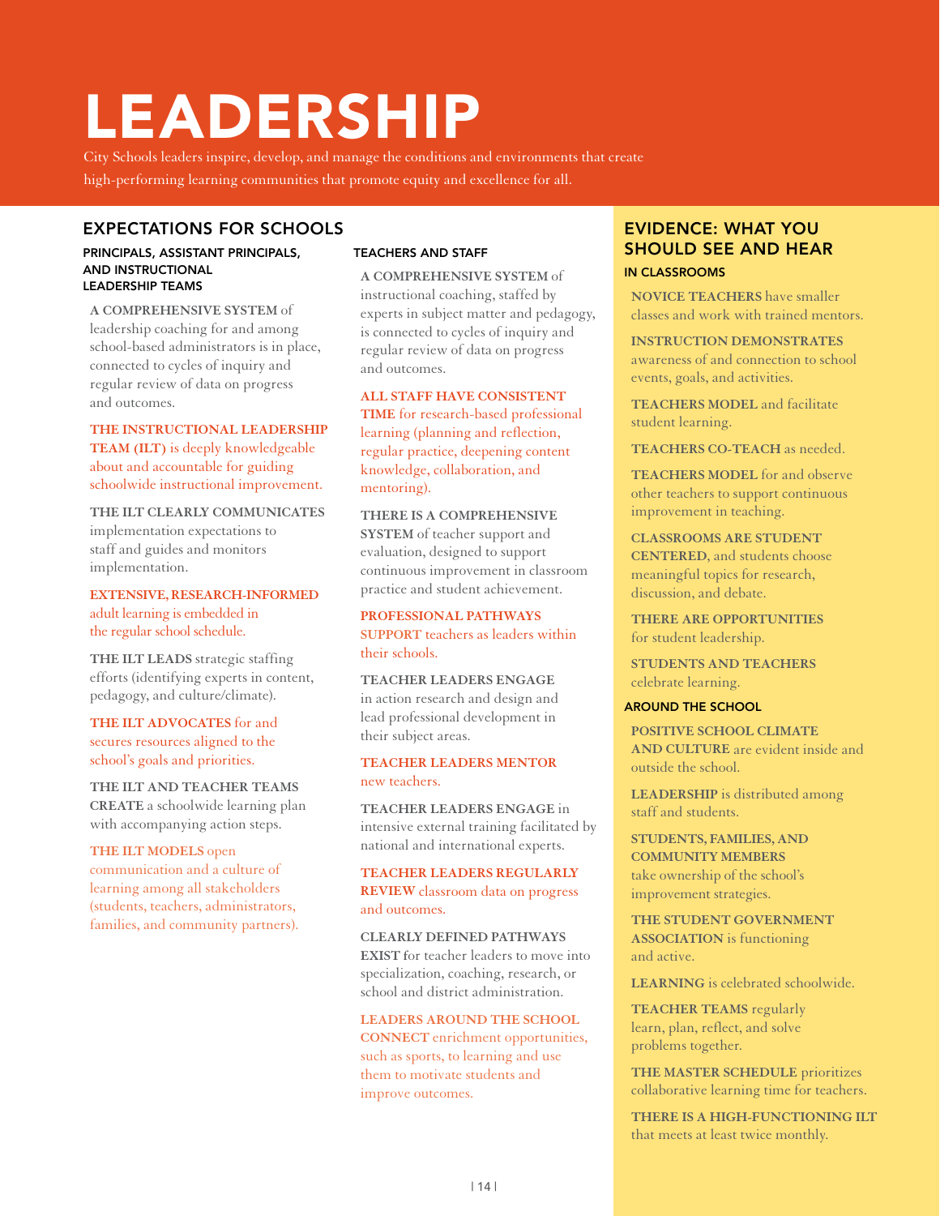# LEADERSHIP

City Schools leaders inspire, develop, and manage the conditions and environments that create high-performing learning communities that promote equity and excellence for all.

## EXPECTATIONS FOR SCHOOLS

### PRINCIPALS, ASSISTANT PRINCIPALS, AND INSTRUCTIONAL LEADERSHIP TEAMS

**A COMPREHENSIVE SYSTEM** of leadership coaching for and among school-based administrators is in place, connected to cycles of inquiry and regular review of data on progress and outcomes.

**THE INSTRUCTIONAL LEADERSHIP TEAM (ILT)** is deeply knowledgeable about and accountable for guiding schoolwide instructional improvement.

**THE ILT CLEARLY COMMUNICATES** implementation expectations to staff and guides and monitors implementation.

**EXTENSIVE, RESEARCH-INFORMED** adult learning is embedded in the regular school schedule.

**THE ILT LEADS** strategic staffing efforts (identifying experts in content, pedagogy, and culture/climate).

**THE ILT ADVOCATES** for and secures resources aligned to the school's goals and priorities.

**THE ILT AND TEACHER TEAMS CREATE** a schoolwide learning plan with accompanying action steps.

**THE ILT MODELS** open communication and a culture of learning among all stakeholders (students, teachers, administrators, families, and community partners).

### TEACHERS AND STAFF

**A COMPREHENSIVE SYSTEM** of instructional coaching, staffed by experts in subject matter and pedagogy, is connected to cycles of inquiry and regular review of data on progress and outcomes.

**ALL STAFF HAVE CONSISTENT TIME** for research-based professional learning (planning and reflection, regular practice, deepening content knowledge, collaboration, and mentoring).

**THERE IS A COMPREHENSIVE SYSTEM** of teacher support and evaluation, designed to support continuous improvement in classroom practice and student achievement.

**PROFESSIONAL PATHWAYS SUPPORT** teachers as leaders within their schools.

**TEACHER LEADERS ENGAGE** in action research and design and lead professional development in their subject areas.

**TEACHER LEADERS MENTOR** new teachers.

**TEACHER LEADERS ENGAGE** in intensive external training facilitated by national and international experts.

**TEACHER LEADERS REGULARLY REVIEW** classroom data on progress and outcomes.

**CLEARLY DEFINED PATHWAYS EXIST** for teacher leaders to move into specialization, coaching, research, or school and district administration.

**LEADERS AROUND THE SCHOOL CONNECT** enrichment opportunities, such as sports, to learning and use them to motivate students and improve outcomes.

## EVIDENCE: WHAT YOU SHOULD SEE AND HEAR

### IN CLASSROOMS

**NOVICE TEACHERS** have smaller classes and work with trained mentors.

**INSTRUCTION DEMONSTRATES** awareness of and connection to school events, goals, and activities.

**TEACHERS MODEL** and facilitate student learning.

**TEACHERS CO-TEACH** as needed.

**TEACHERS MODEL** for and observe other teachers to support continuous improvement in teaching.

**CLASSROOMS ARE STUDENT CENTERED**, and students choose meaningful topics for research, discussion, and debate.

**THERE ARE OPPORTUNITIES** for student leadership.

**STUDENTS AND TEACHERS** celebrate learning.

### AROUND THE SCHOOL

**POSITIVE SCHOOL CLIMATE AND CULTURE** are evident inside and outside the school.

**LEADERSHIP** is distributed among staff and students.

**STUDENTS, FAMILIES, AND COMMUNITY MEMBERS** take ownership of the school's improvement strategies.

**THE STUDENT GOVERNMENT ASSOCIATION** is functioning and active.

**LEARNING** is celebrated schoolwide.

**TEACHER TEAMS** regularly learn, plan, reflect, and solve problems together.

**THE MASTER SCHEDULE** prioritizes collaborative learning time for teachers.

**THERE IS A HIGH-FUNCTIONING ILT** that meets at least twice monthly.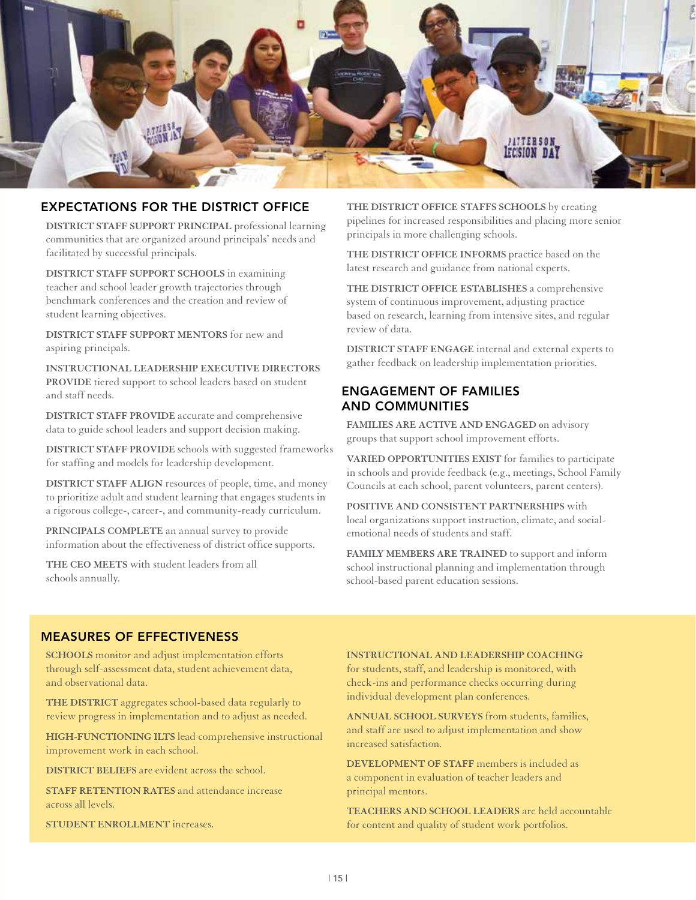## EXPECTATIONS FOR THE DISTRICT OFFICE

**DISTRICT STAFF SUPPORT PRINCIPAL** professional learning communities that are organized around principals' needs and facilitated by successful principals.

**DISTRICT STAFF SUPPORT SCHOOLS** in examining teacher and school leader growth trajectories through benchmark conferences and the creation and review of student learning objectives.

**DISTRICT STAFF SUPPORT MENTORS** for new and aspiring principals.

**INSTRUCTIONAL LEADERSHIP EXECUTIVE DIRECTORS PROVIDE** tiered support to school leaders based on student and staff needs.

**DISTRICT STAFF PROVIDE** accurate and comprehensive data to guide school leaders and support decision making.

**DISTRICT STAFF PROVIDE** schools with suggested frameworks for staffing and models for leadership development.

**DISTRICT STAFF ALIGN** resources of people, time, and money to prioritize adult and student learning that engages students in a rigorous college-, career-, and community-ready curriculum.

**PRINCIPALS COMPLETE** an annual survey to provide information about the effectiveness of district office supports.

**THE CEO MEETS** with student leaders from all schools annually.

**THE DISTRICT OFFICE STAFFS SCHOOLS** by creating pipelines for increased responsibilities and placing more senior principals in more challenging schools.

**THE DISTRICT OFFICE INFORMS** practice based on the latest research and guidance from national experts.

**THE DISTRICT OFFICE ESTABLISHES** a comprehensive system of continuous improvement, adjusting practice based on research, learning from intensive sites, and regular review of data.

**DISTRICT STAFF ENGAGE** internal and external experts to gather feedback on leadership implementation priorities.

## ENGAGEMENT OF FAMILIES AND COMMUNITIES

**FAMILIES ARE ACTIVE AND ENGAGED** on advisory groups that support school improvement efforts.

**VARIED OPPORTUNITIES EXIST** for families to participate in schools and provide feedback (e.g., meetings, School Family Councils at each school, parent volunteers, parent centers).

**POSITIVE AND CONSISTENT PARTNERSHIPS** with local organizations support instruction, climate, and social-emotional needs of students and staff.

**FAMILY MEMBERS ARE TRAINED** to support and inform school instructional planning and implementation through school-based parent education sessions.

## MEASURES OF EFFECTIVENESS

**SCHOOLS** monitor and adjust implementation efforts through self-assessment data, student achievement data, and observational data.

**THE DISTRICT** aggregates school-based data regularly to review progress in implementation and to adjust as needed.

**HIGH-FUNCTIONING ILTS** lead comprehensive instructional improvement work in each school.

**DISTRICT BELIEFS** are evident across the school.

**STAFF RETENTION RATES** and attendance increase across all levels.

**STUDENT ENROLLMENT** increases.

**INSTRUCTIONAL AND LEADERSHIP COACHING** for students, staff, and leadership is monitored, with check-ins and performance checks occurring during individual development plan conferences.

**ANNUAL SCHOOL SURVEYS** from students, families, and staff are used to adjust implementation and show increased satisfaction.

**DEVELOPMENT OF STAFF** members is included as a component in evaluation of teacher leaders and principal mentors.

**TEACHERS AND SCHOOL LEADERS** are held accountable for content and quality of student work portfolios.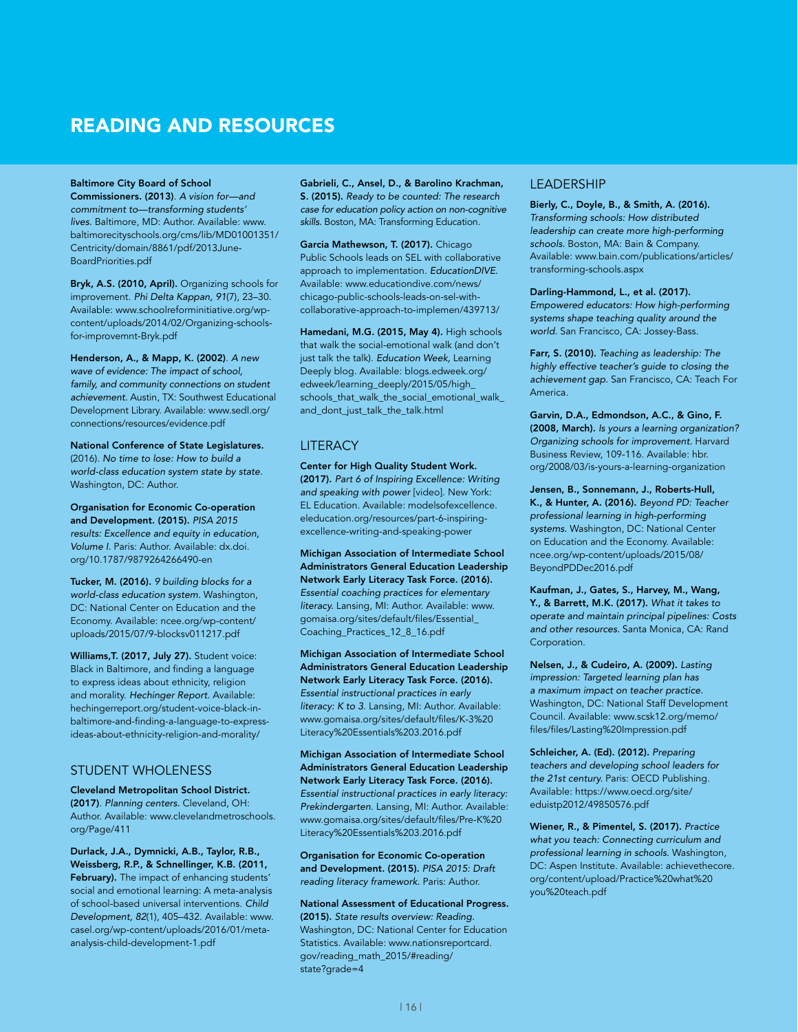# READING AND RESOURCES

**Baltimore City Board of School Commissioners. (2013)**. *A vision for—and commitment to—transforming students' lives.* Baltimore, MD: Author. Available: www.baltimorecityschools.org/cms/lib/MD01001351/Centricity/domain/8861/pdf/2013June-BoardPriorities.pdf

**Bryk, A.S. (2010, April).** Organizing schools for improvement. *Phi Delta Kappan, 91*(7), 23–30. Available: www.schoolreforminitiative.org/wp-content/uploads/2014/02/Organizing-schools-for-improvemnt-Bryk.pdf

**Henderson, A., & Mapp, K. (2002)**. *A new wave of evidence: The impact of school, family, and community connections on student achievement.* Austin, TX: Southwest Educational Development Library. Available: www.sedl.org/connections/resources/evidence.pdf

**National Conference of State Legislatures.** (2016). *No time to lose: How to build a world-class education system state by state.* Washington, DC: Author.

**Organisation for Economic Co-operation and Development. (2015).** *PISA 2015 results: Excellence and equity in education, Volume I.* Paris: Author. Available: dx.doi.org/10.1787/9879264266490-en

**Tucker, M. (2016).** *9 building blocks for a world-class education system.* Washington, DC: National Center on Education and the Economy. Available: ncee.org/wp-content/uploads/2015/07/9-blocksv011217.pdf

**Williams,T. (2017, July 27).** Student voice: Black in Baltimore, and finding a language to express ideas about ethnicity, religion and morality. *Hechinger Report.* Available: hechingerreport.org/student-voice-black-in-baltimore-and-finding-a-language-to-express-ideas-about-ethnicity-religion-and-morality/

## STUDENT WHOLENESS

**Cleveland Metropolitan School District. (2017)**. *Planning centers.* Cleveland, OH: Author. Available: www.clevelandmetroschools.org/Page/411

**Durlack, J.A., Dymnicki, A.B., Taylor, R.B., Weissberg, R.P., & Schnellinger, K.B. (2011, February).** The impact of enhancing students' social and emotional learning: A meta-analysis of school-based universal interventions. *Child Development, 82*(1), 405–432. Available: www.casel.org/wp-content/uploads/2016/01/meta-analysis-child-development-1.pdf

**Gabrieli, C., Ansel, D., & Barolino Krachman, S. (2015).** *Ready to be counted: The research case for education policy action on non-cognitive skills.* Boston, MA: Transforming Education.

**Garcia Mathewson, T. (2017).** Chicago Public Schools leads on SEL with collaborative approach to implementation. *EducationDIVE.* Available: www.educationdive.com/news/chicago-public-schools-leads-on-sel-with-collaborative-approach-to-implemen/439713/

**Hamedani, M.G. (2015, May 4).** High schools that walk the social-emotional walk (and don't just talk the talk). *Education Week,* Learning Deeply blog. Available: blogs.edweek.org/edweek/learning_deeply/2015/05/high_schools_that_walk_the_social_emotional_walk_and_dont_just_talk_the_talk.html

## LITERACY

**Center for High Quality Student Work. (2017).** *Part 6 of Inspiring Excellence: Writing and speaking with power* [video]. New York: EL Education. Available: modelsofexcellence.eleducation.org/resources/part-6-inspiring-excellence-writing-and-speaking-power

**Michigan Association of Intermediate School Administrators General Education Leadership Network Early Literacy Task Force. (2016).** *Essential coaching practices for elementary literacy.* Lansing, MI: Author. Available: www.gomaisa.org/sites/default/files/Essential_Coaching_Practices_12_8_16.pdf

**Michigan Association of Intermediate School Administrators General Education Leadership Network Early Literacy Task Force. (2016).** *Essential instructional practices in early literacy: K to 3.* Lansing, MI: Author. Available: www.gomaisa.org/sites/default/files/K-3%20Literacy%20Essentials%203.2016.pdf

**Michigan Association of Intermediate School Administrators General Education Leadership Network Early Literacy Task Force. (2016).** *Essential instructional practices in early literacy: Prekindergarten.* Lansing, MI: Author. Available: www.gomaisa.org/sites/default/files/Pre-K%20Literacy%20Essentials%203.2016.pdf

**Organisation for Economic Co-operation and Development. (2015).** *PISA 2015: Draft reading literacy framework.* Paris: Author.

**National Assessment of Educational Progress. (2015).** *State results overview: Reading.* Washington, DC: National Center for Education Statistics. Available: www.nationsreportcard.gov/reading_math_2015/#reading/state?grade=4

## LEADERSHIP

**Bierly, C., Doyle, B., & Smith, A. (2016).** *Transforming schools: How distributed leadership can create more high-performing schools.* Boston, MA: Bain & Company. Available: www.bain.com/publications/articles/transforming-schools.aspx

**Darling-Hammond, L., et al. (2017).** *Empowered educators: How high-performing systems shape teaching quality around the world.* San Francisco, CA: Jossey-Bass.

**Farr, S. (2010).** *Teaching as leadership: The highly effective teacher's guide to closing the achievement gap.* San Francisco, CA: Teach For America.

**Garvin, D.A., Edmondson, A.C., & Gino, F. (2008, March).** *Is yours a learning organization? Organizing schools for improvement.* Harvard Business Review, 109-116. Available: hbr.org/2008/03/is-yours-a-learning-organization

**Jensen, B., Sonnemann, J., Roberts-Hull, K., & Hunter, A. (2016).** *Beyond PD: Teacher professional learning in high-performing systems.* Washington, DC: National Center on Education and the Economy. Available: ncee.org/wp-content/uploads/2015/08/BeyondPDDec2016.pdf

**Kaufman, J., Gates, S., Harvey, M., Wang, Y., & Barrett, M.K. (2017).** *What it takes to operate and maintain principal pipelines: Costs and other resources.* Santa Monica, CA: Rand Corporation.

**Nelsen, J., & Cudeiro, A. (2009).** *Lasting impression: Targeted learning plan has a maximum impact on teacher practice.* Washington, DC: National Staff Development Council. Available: www.scsk12.org/memo/files/files/Lasting%20Impression.pdf

**Schleicher, A. (Ed). (2012).** *Preparing teachers and developing school leaders for the 21st century.* Paris: OECD Publishing. Available: https://www.oecd.org/site/eduistp2012/49850576.pdf

**Wiener, R., & Pimentel, S. (2017).** *Practice what you teach: Connecting curriculum and professional learning in schools.* Washington, DC: Aspen Institute. Available: achievethecore.org/content/upload/Practice%20what%20you%20teach.pdf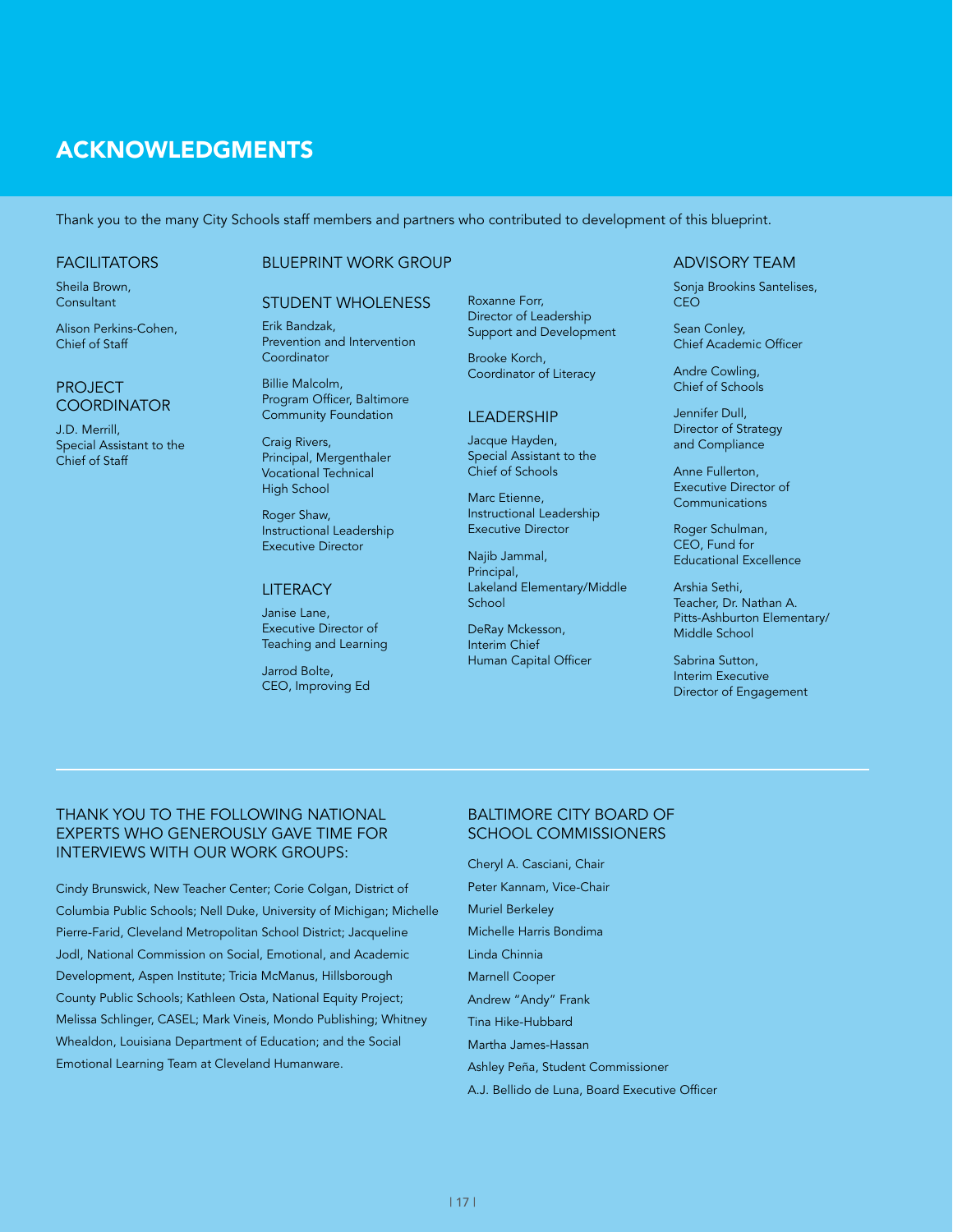# ACKNOWLEDGMENTS

Thank you to the many City Schools staff members and partners who contributed to development of this blueprint.

## FACILITATORS

Sheila Brown,
Consultant

Alison Perkins-Cohen,
Chief of Staff

## PROJECT COORDINATOR

J.D. Merrill,
Special Assistant to the Chief of Staff

## BLUEPRINT WORK GROUP

### STUDENT WHOLENESS

Erik Bandzak,
Prevention and Intervention Coordinator

Billie Malcolm,
Program Officer, Baltimore Community Foundation

Craig Rivers,
Principal, Mergenthaler Vocational Technical High School

Roger Shaw,
Instructional Leadership Executive Director

### LITERACY

Janise Lane,
Executive Director of Teaching and Learning

Jarrod Bolte,
CEO, Improving Ed

Roxanne Forr,
Director of Leadership Support and Development

Brooke Korch,
Coordinator of Literacy

### LEADERSHIP

Jacque Hayden,
Special Assistant to the Chief of Schools

Marc Etienne,
Instructional Leadership Executive Director

Najib Jammal,
Principal,
Lakeland Elementary/Middle School

DeRay Mckesson,
Interim Chief Human Capital Officer

## ADVISORY TEAM

Sonja Brookins Santelises,
CEO

Sean Conley,
Chief Academic Officer

Andre Cowling,
Chief of Schools

Jennifer Dull,
Director of Strategy and Compliance

Anne Fullerton,
Executive Director of Communications

Roger Schulman,
CEO, Fund for Educational Excellence

Arshia Sethi,
Teacher, Dr. Nathan A. Pitts-Ashburton Elementary/Middle School

Sabrina Sutton,
Interim Executive Director of Engagement

---

## THANK YOU TO THE FOLLOWING NATIONAL EXPERTS WHO GENEROUSLY GAVE TIME FOR INTERVIEWS WITH OUR WORK GROUPS:

Cindy Brunswick, New Teacher Center; Corie Colgan, District of Columbia Public Schools; Nell Duke, University of Michigan; Michelle Pierre-Farid, Cleveland Metropolitan School District; Jacqueline Jodl, National Commission on Social, Emotional, and Academic Development, Aspen Institute; Tricia McManus, Hillsborough County Public Schools; Kathleen Osta, National Equity Project; Melissa Schlinger, CASEL; Mark Vineis, Mondo Publishing; Whitney Whealdon, Louisiana Department of Education; and the Social Emotional Learning Team at Cleveland Humanware.

## BALTIMORE CITY BOARD OF SCHOOL COMMISSIONERS

Cheryl A. Casciani, Chair

Peter Kannam, Vice-Chair

Muriel Berkeley

Michelle Harris Bondima

Linda Chinnia

Marnell Cooper

Andrew "Andy" Frank

Tina Hike-Hubbard

Martha James-Hassan

Ashley Peña, Student Commissioner

A.J. Bellido de Luna, Board Executive Officer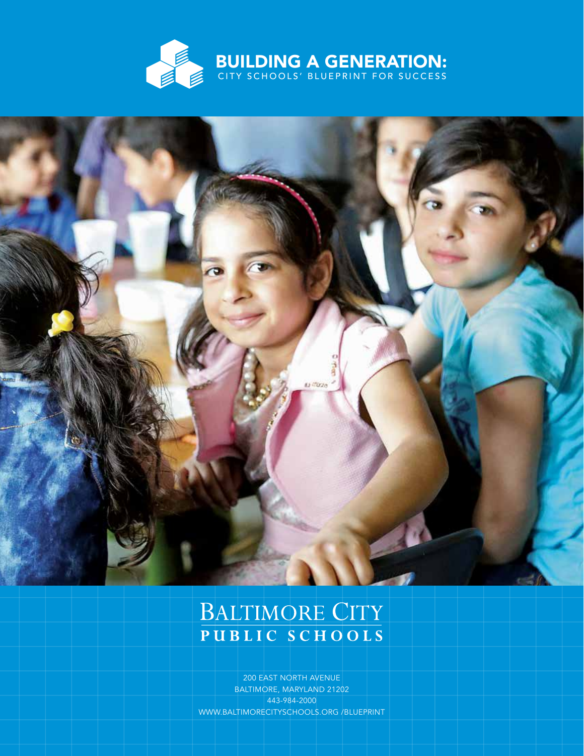# BUILDING A GENERATION:
## CITY SCHOOLS' BLUEPRINT FOR SUCCESS

# BALTIMORE CITY
## PUBLIC SCHOOLS

200 EAST NORTH AVENUE
BALTIMORE, MARYLAND 21202
443-984-2000
WWW.BALTIMORECITYSCHOOLS.ORG /BLUEPRINT